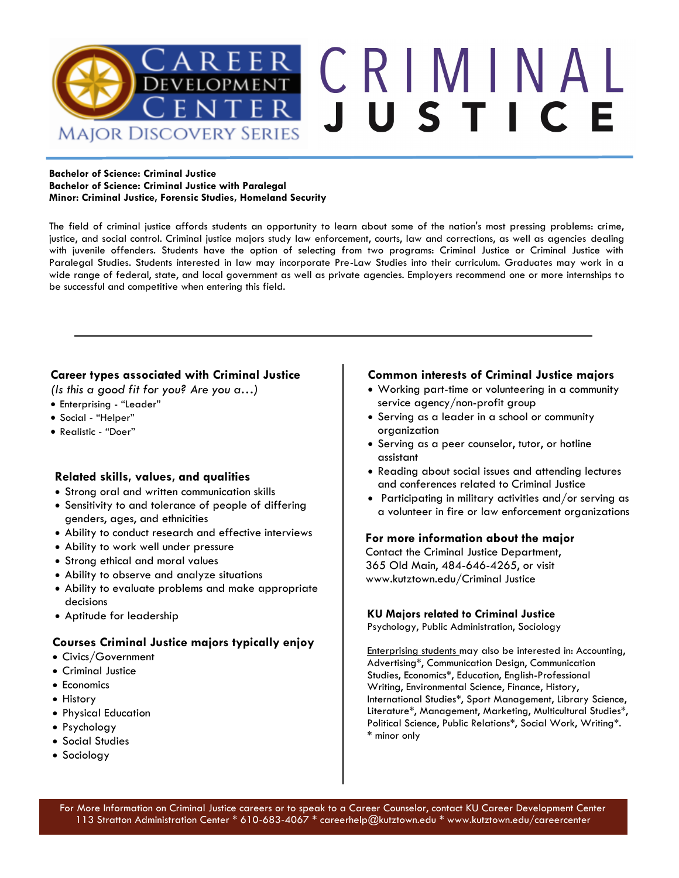# CAREER DEVELOPMENT CENTER — MAJOR DISCOVERY SERIES

# CRIMINAL JUSTICE

**Bachelor of Science: Criminal Justice**
**Bachelor of Science: Criminal Justice with Paralegal**
**Minor: Criminal Justice, Forensic Studies, Homeland Security**

The field of criminal justice affords students an opportunity to learn about some of the nation's most pressing problems: crime, justice, and social control. Criminal justice majors study law enforcement, courts, law and corrections, as well as agencies dealing with juvenile offenders. Students have the option of selecting from two programs: Criminal Justice or Criminal Justice with Paralegal Studies. Students interested in law may incorporate Pre-Law Studies into their curriculum. Graduates may work in a wide range of federal, state, and local government as well as private agencies. Employers recommend one or more internships to be successful and competitive when entering this field.

---

## Career types associated with Criminal Justice

*(Is this a good fit for you? Are you a…)*

- Enterprising - "Leader"
- Social - "Helper"
- Realistic - "Doer"

## Related skills, values, and qualities

- Strong oral and written communication skills
- Sensitivity to and tolerance of people of differing genders, ages, and ethnicities
- Ability to conduct research and effective interviews
- Ability to work well under pressure
- Strong ethical and moral values
- Ability to observe and analyze situations
- Ability to evaluate problems and make appropriate decisions
- Aptitude for leadership

## Courses Criminal Justice majors typically enjoy

- Civics/Government
- Criminal Justice
- Economics
- History
- Physical Education
- Psychology
- Social Studies
- Sociology

## Common interests of Criminal Justice majors

- Working part-time or volunteering in a community service agency/non-profit group
- Serving as a leader in a school or community organization
- Serving as a peer counselor, tutor, or hotline assistant
- Reading about social issues and attending lectures and conferences related to Criminal Justice
- Participating in military activities and/or serving as a volunteer in fire or law enforcement organizations

## For more information about the major

Contact the Criminal Justice Department, 365 Old Main, 484-646-4265, or visit www.kutztown.edu/Criminal Justice

## KU Majors related to Criminal Justice

Psychology, Public Administration, Sociology

Enterprising students may also be interested in: Accounting, Advertising*, Communication Design, Communication Studies, Economics*, Education, English-Professional Writing, Environmental Science, Finance, History, International Studies*, Sport Management, Library Science, Literature*, Management, Marketing, Multicultural Studies*, Political Science, Public Relations*, Social Work, Writing*.
* minor only

For More Information on Criminal Justice careers or to speak to a Career Counselor, contact KU Career Development Center
113 Stratton Administration Center * 610-683-4067 * careerhelp@kutztown.edu * www.kutztown.edu/careercenter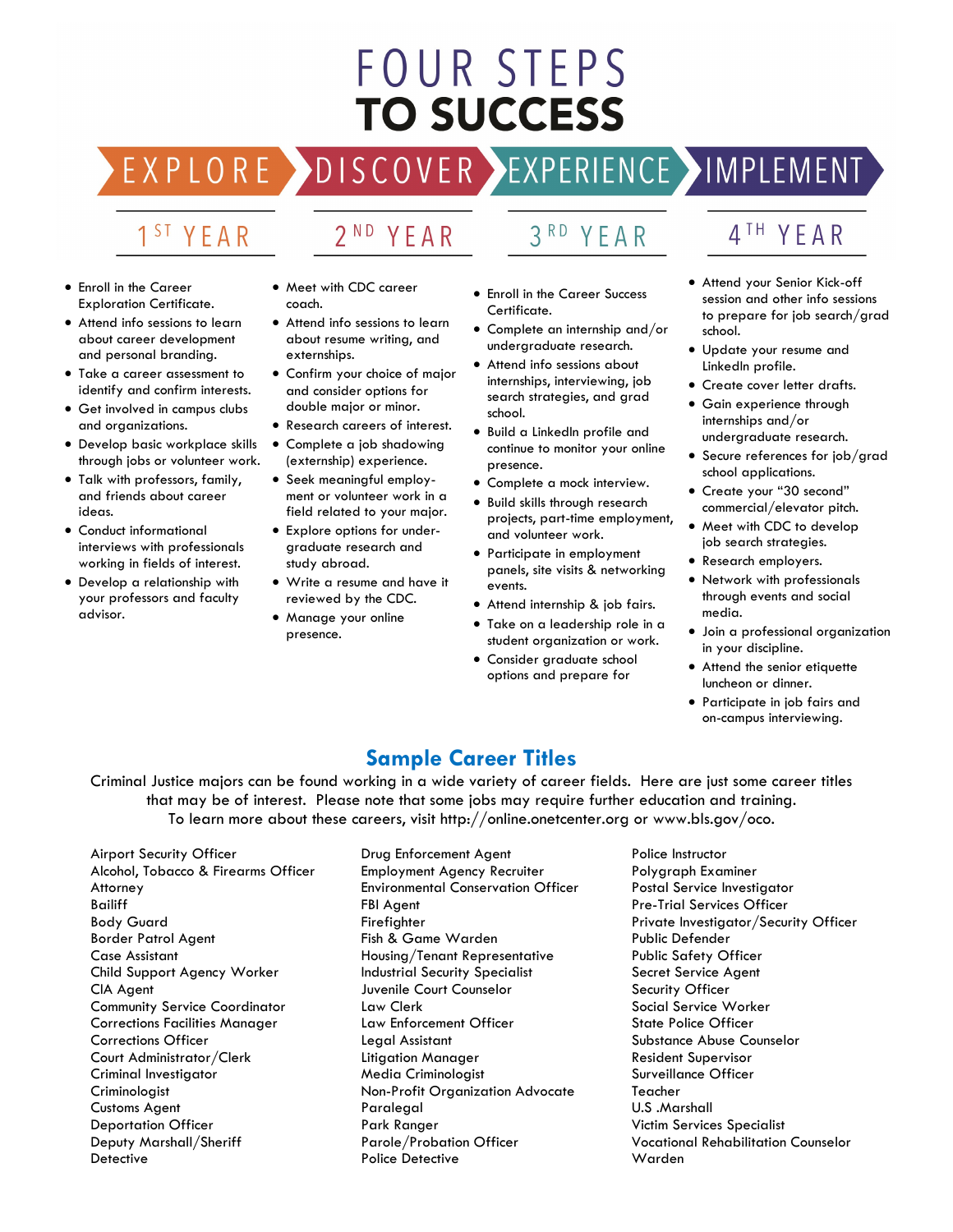# FOUR STEPS TO SUCCESS

EXPLORE › DISCOVER › EXPERIENCE › IMPLEMENT

## 1ST YEAR

- Enroll in the Career Exploration Certificate.
- Attend info sessions to learn about career development and personal branding.
- Take a career assessment to identify and confirm interests.
- Get involved in campus clubs and organizations.
- Develop basic workplace skills through jobs or volunteer work.
- Talk with professors, family, and friends about career ideas.
- Conduct informational interviews with professionals working in fields of interest.
- Develop a relationship with your professors and faculty advisor.

## 2ND YEAR

- Meet with CDC career coach.
- Attend info sessions to learn about resume writing, and externships.
- Confirm your choice of major and consider options for double major or minor.
- Research careers of interest.
- Complete a job shadowing (externship) experience.
- Seek meaningful employ-ment or volunteer work in a field related to your major.
- Explore options for under-graduate research and study abroad.
- Write a resume and have it reviewed by the CDC.
- Manage your online presence.

## 3RD YEAR

- Enroll in the Career Success Certificate.
- Complete an internship and/or undergraduate research.
- Attend info sessions about internships, interviewing, job search strategies, and grad school.
- Build a LinkedIn profile and continue to monitor your online presence.
- Complete a mock interview.
- Build skills through research projects, part-time employment, and volunteer work.
- Participate in employment panels, site visits & networking events.
- Attend internship & job fairs.
- Take on a leadership role in a student organization or work.
- Consider graduate school options and prepare for

## 4TH YEAR

- Attend your Senior Kick-off session and other info sessions to prepare for job search/grad school.
- Update your resume and LinkedIn profile.
- Create cover letter drafts.
- Gain experience through internships and/or undergraduate research.
- Secure references for job/grad school applications.
- Create your "30 second" commercial/elevator pitch.
- Meet with CDC to develop job search strategies.
- Research employers.
- Network with professionals through events and social media.
- Join a professional organization in your discipline.
- Attend the senior etiquette luncheon or dinner.
- Participate in job fairs and on-campus interviewing.

## Sample Career Titles

Criminal Justice majors can be found working in a wide variety of career fields. Here are just some career titles that may be of interest. Please note that some jobs may require further education and training. To learn more about these careers, visit http://online.onetcenter.org or www.bls.gov/oco.

Airport Security Officer
Alcohol, Tobacco & Firearms Officer
Attorney
Bailiff
Body Guard
Border Patrol Agent
Case Assistant
Child Support Agency Worker
CIA Agent
Community Service Coordinator
Corrections Facilities Manager
Corrections Officer
Court Administrator/Clerk
Criminal Investigator
Criminologist
Customs Agent
Deportation Officer
Deputy Marshall/Sheriff
Detective
Drug Enforcement Agent
Employment Agency Recruiter
Environmental Conservation Officer
FBI Agent
Firefighter
Fish & Game Warden
Housing/Tenant Representative
Industrial Security Specialist
Juvenile Court Counselor
Law Clerk
Law Enforcement Officer
Legal Assistant
Litigation Manager
Media Criminologist
Non-Profit Organization Advocate
Paralegal
Park Ranger
Parole/Probation Officer
Police Detective
Police Instructor
Polygraph Examiner
Postal Service Investigator
Pre-Trial Services Officer
Private Investigator/Security Officer
Public Defender
Public Safety Officer
Secret Service Agent
Security Officer
Social Service Worker
State Police Officer
Substance Abuse Counselor
Resident Supervisor
Surveillance Officer
Teacher
U.S .Marshall
Victim Services Specialist
Vocational Rehabilitation Counselor
Warden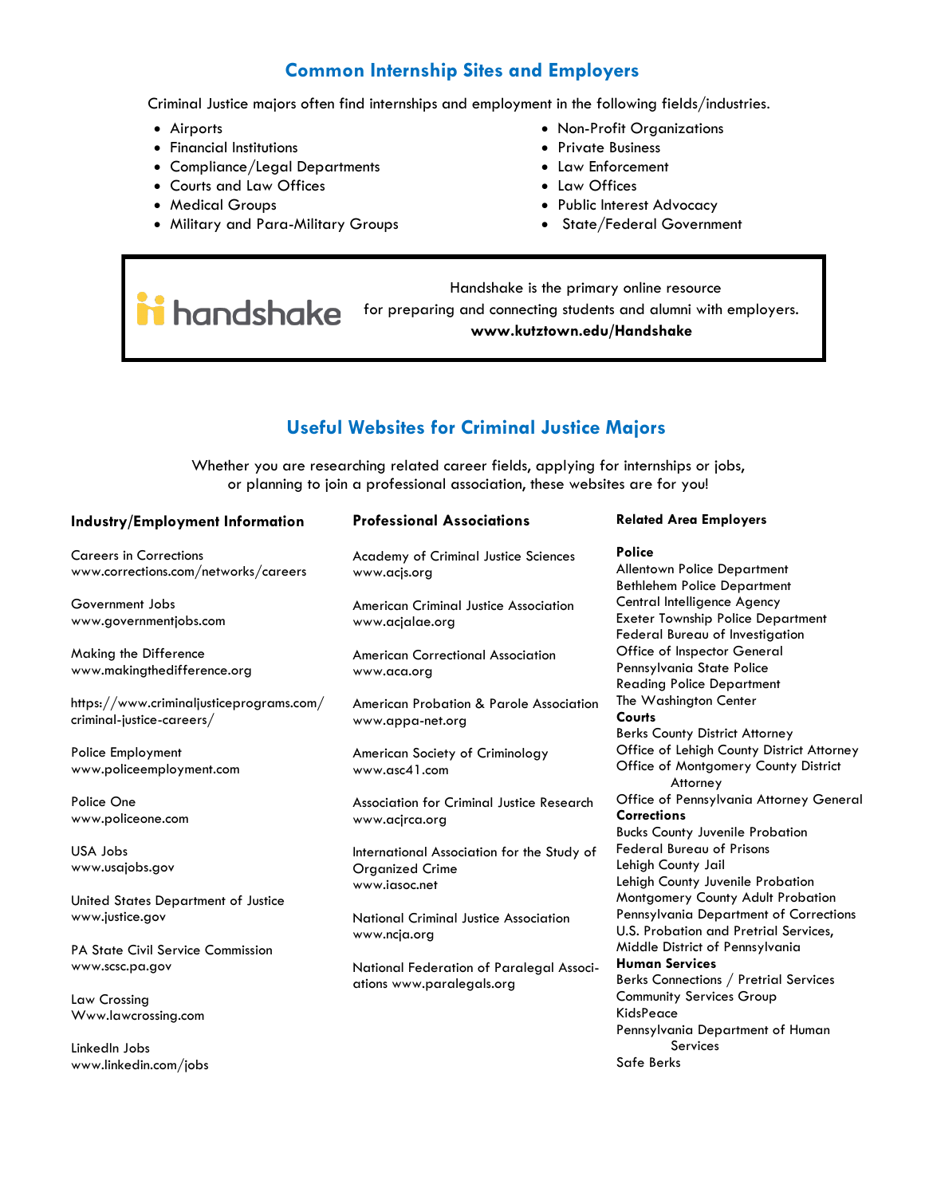## Common Internship Sites and Employers

Criminal Justice majors often find internships and employment in the following fields/industries.

- Airports
- Financial Institutions
- Compliance/Legal Departments
- Courts and Law Offices
- Medical Groups
- Military and Para-Military Groups
- Non-Profit Organizations
- Private Business
- Law Enforcement
- Law Offices
- Public Interest Advocacy
- State/Federal Government

handshake

Handshake is the primary online resource for preparing and connecting students and alumni with employers.
**www.kutztown.edu/Handshake**

## Useful Websites for Criminal Justice Majors

Whether you are researching related career fields, applying for internships or jobs, or planning to join a professional association, these websites are for you!

### Industry/Employment Information

Careers in Corrections
www.corrections.com/networks/careers

Government Jobs
www.governmentjobs.com

Making the Difference
www.makingthedifference.org

https://www.criminaljusticeprograms.com/criminal-justice-careers/

Police Employment
www.policeemployment.com

Police One
www.policeone.com

USA Jobs
www.usajobs.gov

United States Department of Justice
www.justice.gov

PA State Civil Service Commission
www.scsc.pa.gov

Law Crossing
Www.lawcrossing.com

LinkedIn Jobs
www.linkedin.com/jobs

### Professional Associations

Academy of Criminal Justice Sciences
www.acjs.org

American Criminal Justice Association
www.acjalae.org

American Correctional Association
www.aca.org

American Probation & Parole Association
www.appa-net.org

American Society of Criminology
www.asc41.com

Association for Criminal Justice Research
www.acjrca.org

International Association for the Study of Organized Crime
www.iasoc.net

National Criminal Justice Association
www.ncja.org

National Federation of Paralegal Associations www.paralegals.org

### Related Area Employers

**Police**
Allentown Police Department
Bethlehem Police Department
Central Intelligence Agency
Exeter Township Police Department
Federal Bureau of Investigation
Office of Inspector General
Pennsylvania State Police
Reading Police Department
The Washington Center

**Courts**
Berks County District Attorney
Office of Lehigh County District Attorney
Office of Montgomery County District Attorney
Office of Pennsylvania Attorney General

**Corrections**
Bucks County Juvenile Probation
Federal Bureau of Prisons
Lehigh County Jail
Lehigh County Juvenile Probation
Montgomery County Adult Probation
Pennsylvania Department of Corrections
U.S. Probation and Pretrial Services, Middle District of Pennsylvania

**Human Services**
Berks Connections / Pretrial Services
Community Services Group
KidsPeace
Pennsylvania Department of Human Services
Safe Berks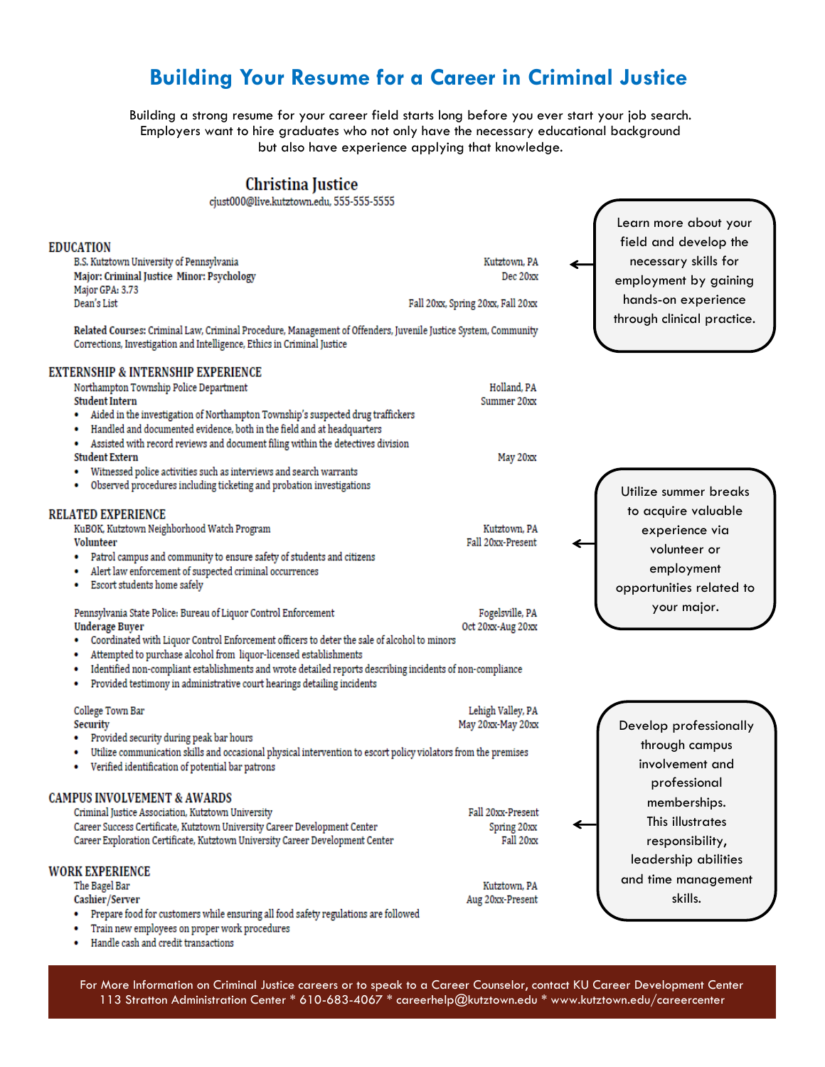# Building Your Resume for a Career in Criminal Justice

Building a strong resume for your career field starts long before you ever start your job search. Employers want to hire graduates who not only have the necessary educational background but also have experience applying that knowledge.

## Christina Justice

cjust000@live.kutztown.edu, 555-555-5555

### EDUCATION

B.S. Kutztown University of Pennsylvania — Kutztown, PA
**Major: Criminal Justice Minor: Psychology** — Dec 20xx
Major GPA: 3.73
Dean's List — Fall 20xx, Spring 20xx, Fall 20xx

**Related Courses:** Criminal Law, Criminal Procedure, Management of Offenders, Juvenile Justice System, Community Corrections, Investigation and Intelligence, Ethics in Criminal Justice

### EXTERNSHIP & INTERNSHIP EXPERIENCE

Northampton Township Police Department — Holland, PA
**Student Intern** — Summer 20xx
- Aided in the investigation of Northampton Township's suspected drug traffickers
- Handled and documented evidence, both in the field and at headquarters
- Assisted with record reviews and document filing within the detectives division

**Student Extern** — May 20xx
- Witnessed police activities such as interviews and search warrants
- Observed procedures including ticketing and probation investigations

> Learn more about your field and develop the necessary skills for employment by gaining hands-on experience through clinical practice.

### RELATED EXPERIENCE

KuBOK, Kutztown Neighborhood Watch Program — Kutztown, PA
**Volunteer** — Fall 20xx-Present
- Patrol campus and community to ensure safety of students and citizens
- Alert law enforcement of suspected criminal occurrences
- Escort students home safely

Pennsylvania State Police: Bureau of Liquor Control Enforcement — Fogelsville, PA
**Underage Buyer** — Oct 20xx-Aug 20xx
- Coordinated with Liquor Control Enforcement officers to deter the sale of alcohol to minors
- Attempted to purchase alcohol from liquor-licensed establishments
- Identified non-compliant establishments and wrote detailed reports describing incidents of non-compliance
- Provided testimony in administrative court hearings detailing incidents

College Town Bar — Lehigh Valley, PA
**Security** — May 20xx-May 20xx
- Provided security during peak bar hours
- Utilize communication skills and occasional physical intervention to escort policy violators from the premises
- Verified identification of potential bar patrons

> Utilize summer breaks to acquire valuable experience via volunteer or employment opportunities related to your major.

### CAMPUS INVOLVEMENT & AWARDS

Criminal Justice Association, Kutztown University — Fall 20xx-Present
Career Success Certificate, Kutztown University Career Development Center — Spring 20xx
Career Exploration Certificate, Kutztown University Career Development Center — Fall 20xx

> Develop professionally through campus involvement and professional memberships. This illustrates responsibility, leadership abilities and time management skills.

### WORK EXPERIENCE

The Bagel Bar — Kutztown, PA
**Cashier/Server** — Aug 20xx-Present
- Prepare food for customers while ensuring all food safety regulations are followed
- Train new employees on proper work procedures
- Handle cash and credit transactions

For More Information on Criminal Justice careers or to speak to a Career Counselor, contact KU Career Development Center
113 Stratton Administration Center * 610-683-4067 * careerhelp@kutztown.edu * www.kutztown.edu/careercenter